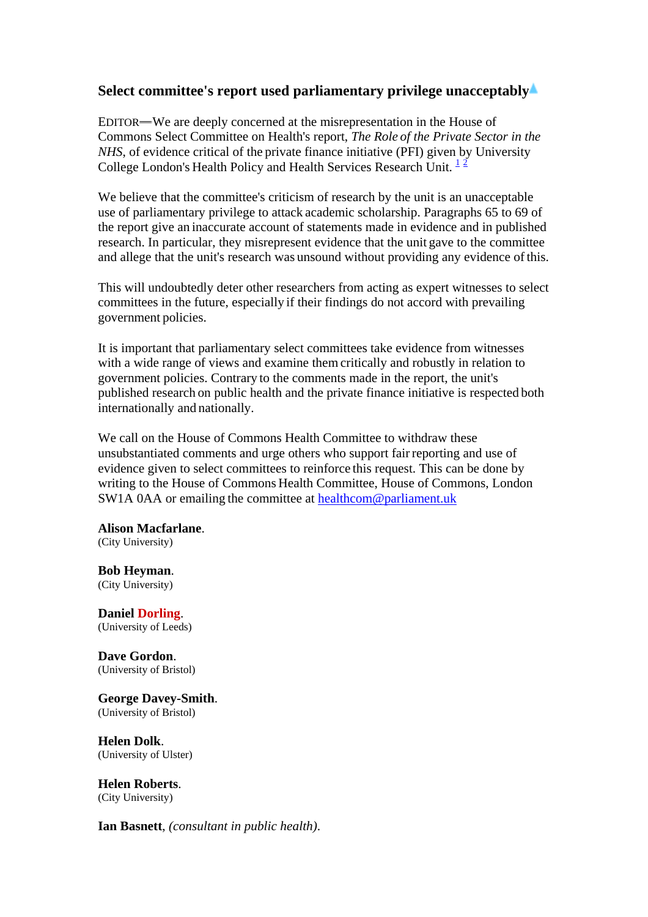## Select committee's report used parliamentary privilege unacceptably

EDITOR—We are deeply concerned at the misrepresentation in the House of Commons Select Committee on Health's report, *The Role of the Private Sector in the NHS*, of evidence critical of the private finance initiative (PFI) given by University College London's Health Policy and Health Services Research Unit. [1] [2]

We believe that the committee's criticism of research by the unit is an unacceptable use of parliamentary privilege to attack academic scholarship. Paragraphs 65 to 69 of the report give an inaccurate account of statements made in evidence and in published research. In particular, they misrepresent evidence that the unit gave to the committee and allege that the unit's research was unsound without providing any evidence of this.

This will undoubtedly deter other researchers from acting as expert witnesses to select committees in the future, especially if their findings do not accord with prevailing government policies.

It is important that parliamentary select committees take evidence from witnesses with a wide range of views and examine them critically and robustly in relation to government policies. Contrary to the comments made in the report, the unit's published research on public health and the private finance initiative is respected both internationally and nationally.

We call on the House of Commons Health Committee to withdraw these unsubstantiated comments and urge others who support fair reporting and use of evidence given to select committees to reinforce this request. This can be done by writing to the House of Commons Health Committee, House of Commons, London SW1A 0AA or emailing the committee at healthcom@parliament.uk

**Alison Macfarlane**.
(City University)

**Bob Heyman**.
(City University)

**Daniel Dorling**.
(University of Leeds)

**Dave Gordon**.
(University of Bristol)

**George Davey-Smith**.
(University of Bristol)

**Helen Dolk**.
(University of Ulster)

**Helen Roberts**.
(City University)

**Ian Basnett**, *(consultant in public health)*.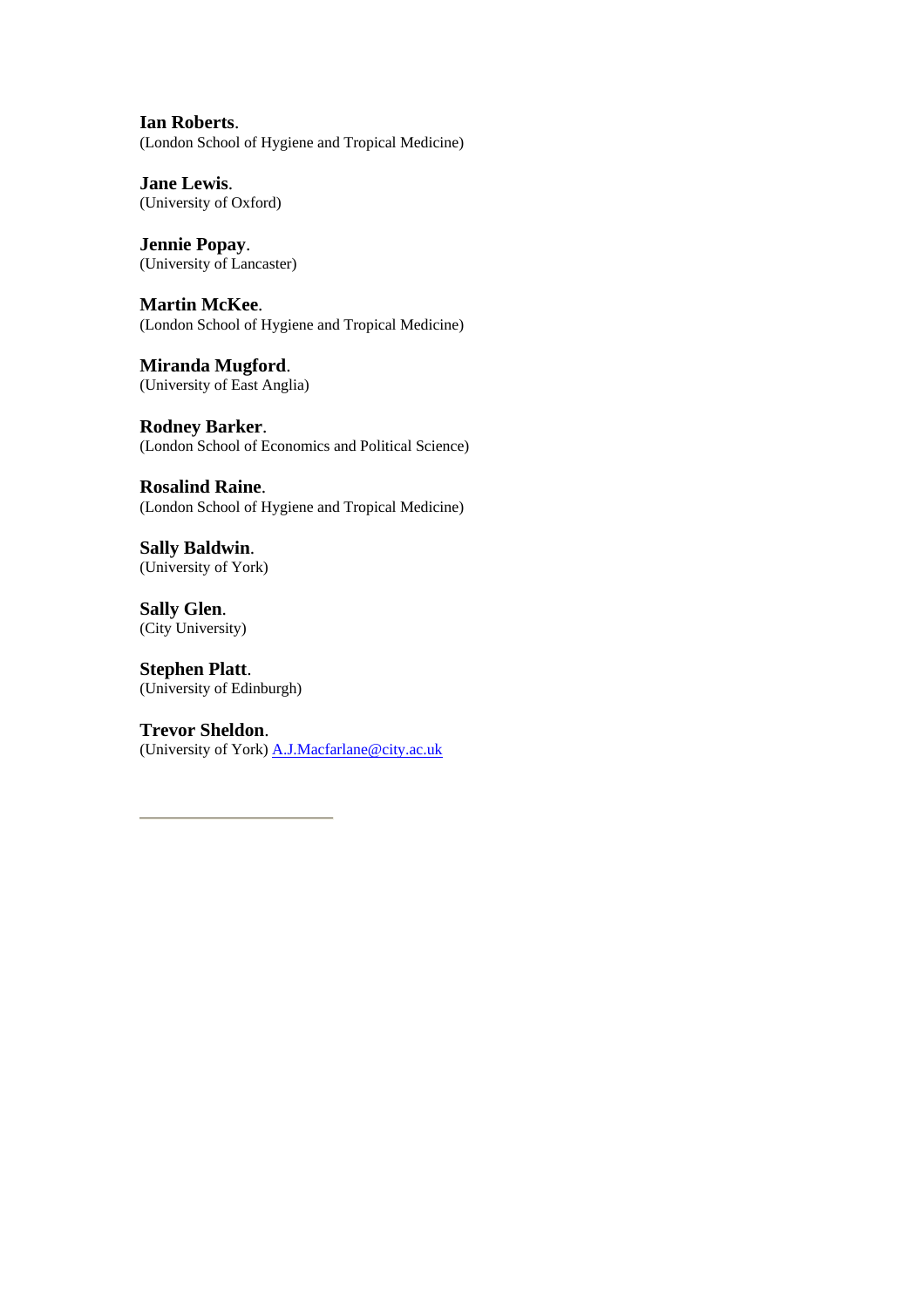**Ian Roberts**.
(London School of Hygiene and Tropical Medicine)

**Jane Lewis**.
(University of Oxford)

**Jennie Popay**.
(University of Lancaster)

**Martin McKee**.
(London School of Hygiene and Tropical Medicine)

**Miranda Mugford**.
(University of East Anglia)

**Rodney Barker**.
(London School of Economics and Political Science)

**Rosalind Raine**.
(London School of Hygiene and Tropical Medicine)

**Sally Baldwin**.
(University of York)

**Sally Glen**.
(City University)

**Stephen Platt**.
(University of Edinburgh)

**Trevor Sheldon**.
(University of York) A.J.Macfarlane@city.ac.uk